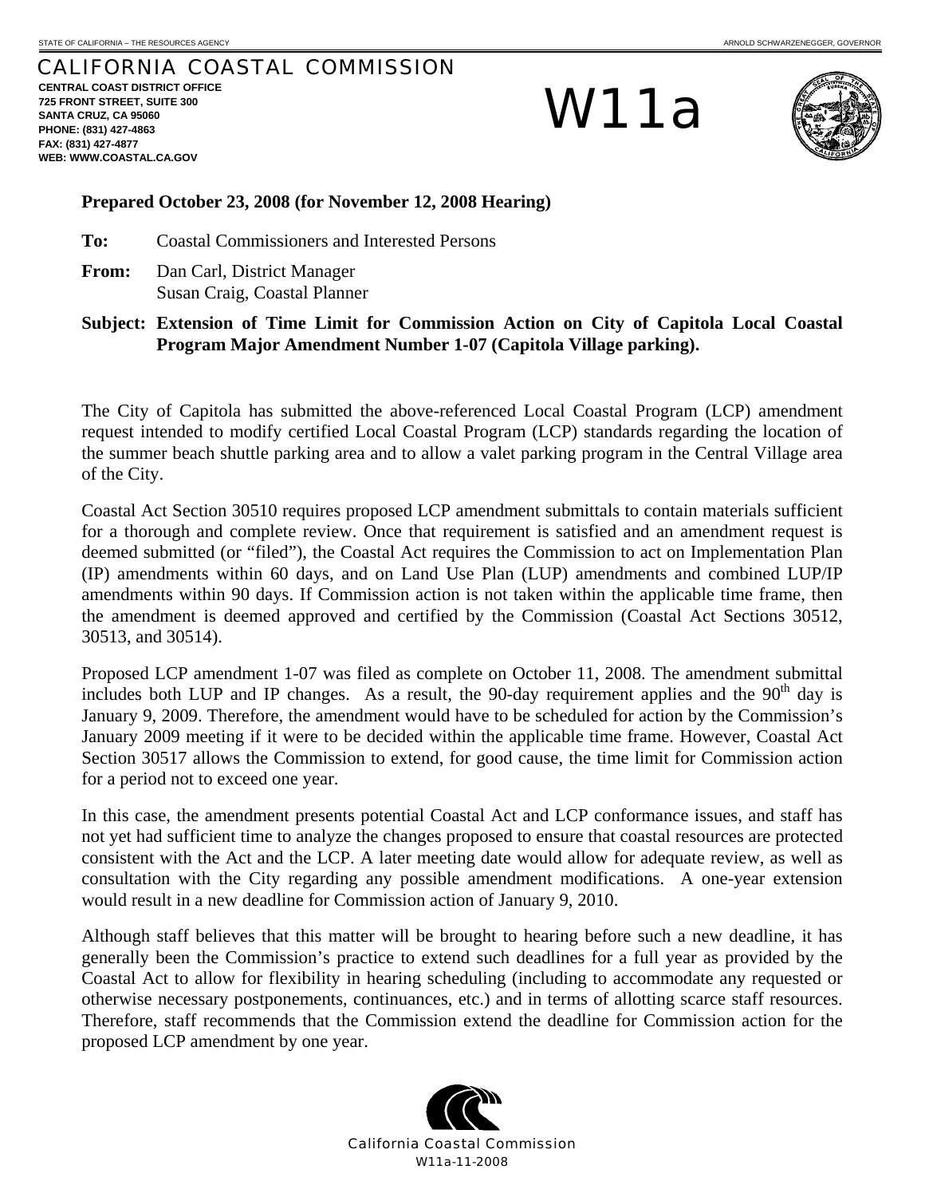STATE OF CALIFORNIA – THE RESOURCES AGENCY ARNOLD SCHWARZENEGGER, GOVERNOR

# CALIFORNIA COASTAL COMMISSION

**CENTRAL COAST DISTRICT OFFICE**
**725 FRONT STREET, SUITE 300**
**SANTA CRUZ, CA 95060**
**PHONE: (831) 427-4863**
**FAX: (831) 427-4877**
**WEB: WWW.COASTAL.CA.GOV**

# W11a

**Prepared October 23, 2008 (for November 12, 2008 Hearing)**

**To:** Coastal Commissioners and Interested Persons

**From:** Dan Carl, District Manager
Susan Craig, Coastal Planner

**Subject: Extension of Time Limit for Commission Action on City of Capitola Local Coastal Program Major Amendment Number 1-07 (Capitola Village parking).**

The City of Capitola has submitted the above-referenced Local Coastal Program (LCP) amendment request intended to modify certified Local Coastal Program (LCP) standards regarding the location of the summer beach shuttle parking area and to allow a valet parking program in the Central Village area of the City.

Coastal Act Section 30510 requires proposed LCP amendment submittals to contain materials sufficient for a thorough and complete review. Once that requirement is satisfied and an amendment request is deemed submitted (or "filed"), the Coastal Act requires the Commission to act on Implementation Plan (IP) amendments within 60 days, and on Land Use Plan (LUP) amendments and combined LUP/IP amendments within 90 days. If Commission action is not taken within the applicable time frame, then the amendment is deemed approved and certified by the Commission (Coastal Act Sections 30512, 30513, and 30514).

Proposed LCP amendment 1-07 was filed as complete on October 11, 2008. The amendment submittal includes both LUP and IP changes. As a result, the 90-day requirement applies and the 90th day is January 9, 2009. Therefore, the amendment would have to be scheduled for action by the Commission's January 2009 meeting if it were to be decided within the applicable time frame. However, Coastal Act Section 30517 allows the Commission to extend, for good cause, the time limit for Commission action for a period not to exceed one year.

In this case, the amendment presents potential Coastal Act and LCP conformance issues, and staff has not yet had sufficient time to analyze the changes proposed to ensure that coastal resources are protected consistent with the Act and the LCP. A later meeting date would allow for adequate review, as well as consultation with the City regarding any possible amendment modifications. A one-year extension would result in a new deadline for Commission action of January 9, 2010.

Although staff believes that this matter will be brought to hearing before such a new deadline, it has generally been the Commission's practice to extend such deadlines for a full year as provided by the Coastal Act to allow for flexibility in hearing scheduling (including to accommodate any requested or otherwise necessary postponements, continuances, etc.) and in terms of allotting scarce staff resources. Therefore, staff recommends that the Commission extend the deadline for Commission action for the proposed LCP amendment by one year.

California Coastal Commission
W11a-11-2008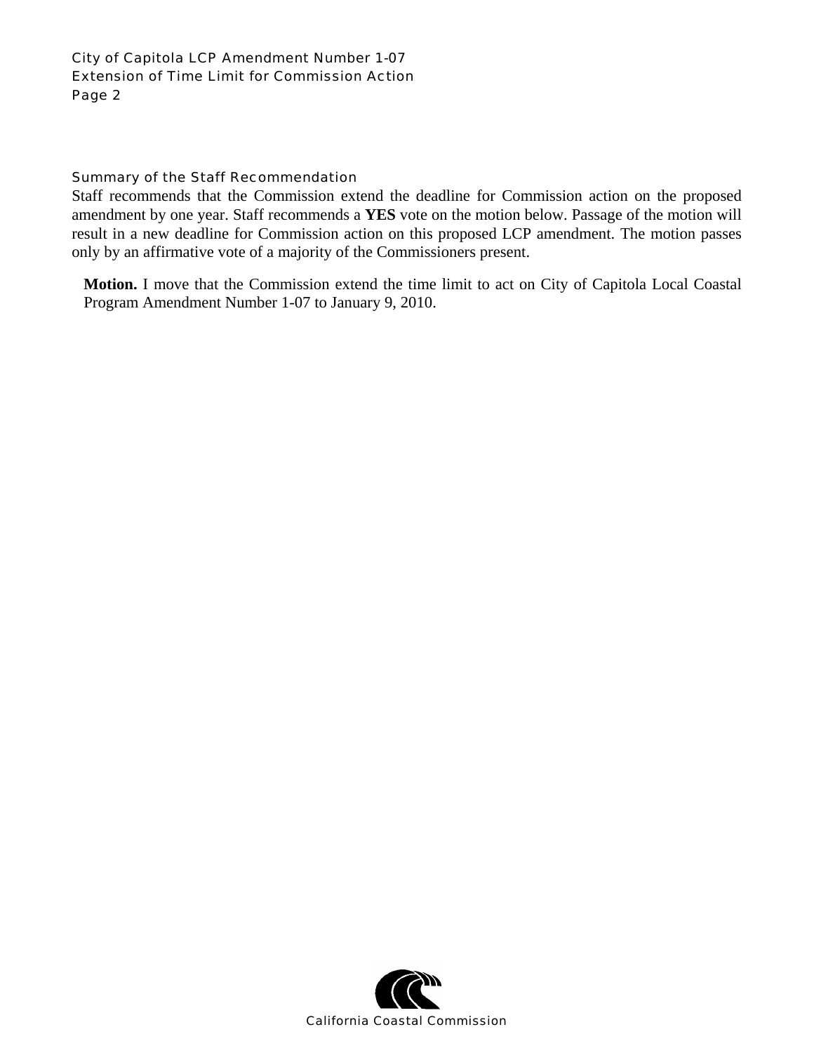### Summary of the Staff Recommendation

Staff recommends that the Commission extend the deadline for Commission action on the proposed amendment by one year. Staff recommends a **YES** vote on the motion below. Passage of the motion will result in a new deadline for Commission action on this proposed LCP amendment. The motion passes only by an affirmative vote of a majority of the Commissioners present.

**Motion.** I move that the Commission extend the time limit to act on City of Capitola Local Coastal Program Amendment Number 1-07 to January 9, 2010.